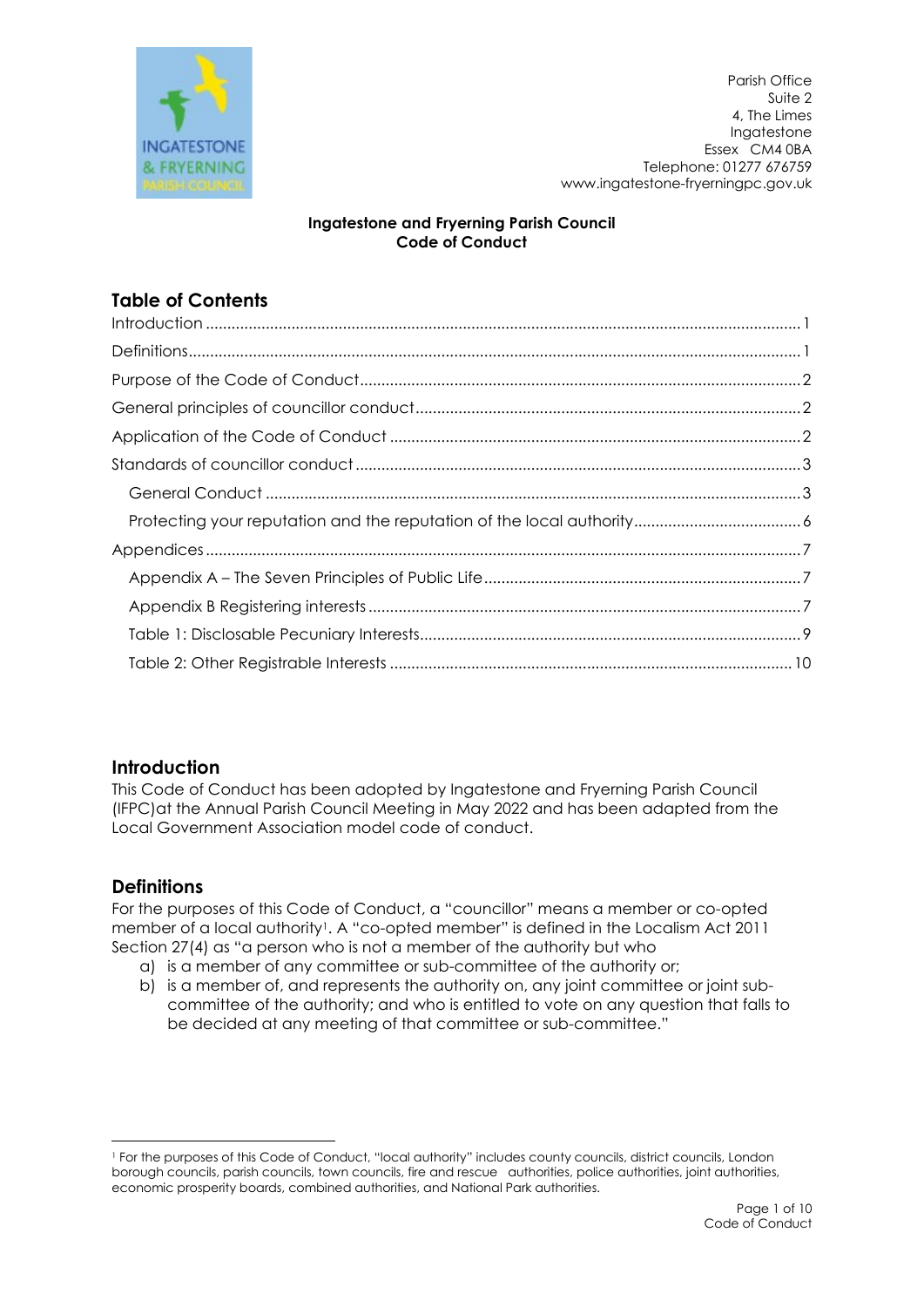Parish Office
Suite 2
4, The Limes
Ingatestone
Essex CM4 0BA
Telephone: 01277 676759
www.ingatestone-fryerningpc.gov.uk

**Ingatestone and Fryerning Parish Council**
**Code of Conduct**

## Table of Contents

- Introduction ..... 1
- Definitions ..... 1
- Purpose of the Code of Conduct ..... 2
- General principles of councillor conduct ..... 2
- Application of the Code of Conduct ..... 2
- Standards of councillor conduct ..... 3
  - General Conduct ..... 3
  - Protecting your reputation and the reputation of the local authority ..... 6
- Appendices ..... 7
  - Appendix A – The Seven Principles of Public Life ..... 7
  - Appendix B Registering interests ..... 7
  - Table 1: Disclosable Pecuniary Interests ..... 9
  - Table 2: Other Registrable Interests ..... 10

## Introduction

This Code of Conduct has been adopted by Ingatestone and Fryerning Parish Council (IFPC)at the Annual Parish Council Meeting in May 2022 and has been adapted from the Local Government Association model code of conduct.

## Definitions

For the purposes of this Code of Conduct, a "councillor" means a member or co-opted member of a local authority[1]. A "co-opted member" is defined in the Localism Act 2011 Section 27(4) as "a person who is not a member of the authority but who

a) is a member of any committee or sub-committee of the authority or;
b) is a member of, and represents the authority on, any joint committee or joint sub-committee of the authority; and who is entitled to vote on any question that falls to be decided at any meeting of that committee or sub-committee."

[1] For the purposes of this Code of Conduct, "local authority" includes county councils, district councils, London borough councils, parish councils, town councils, fire and rescue authorities, police authorities, joint authorities, economic prosperity boards, combined authorities, and National Park authorities.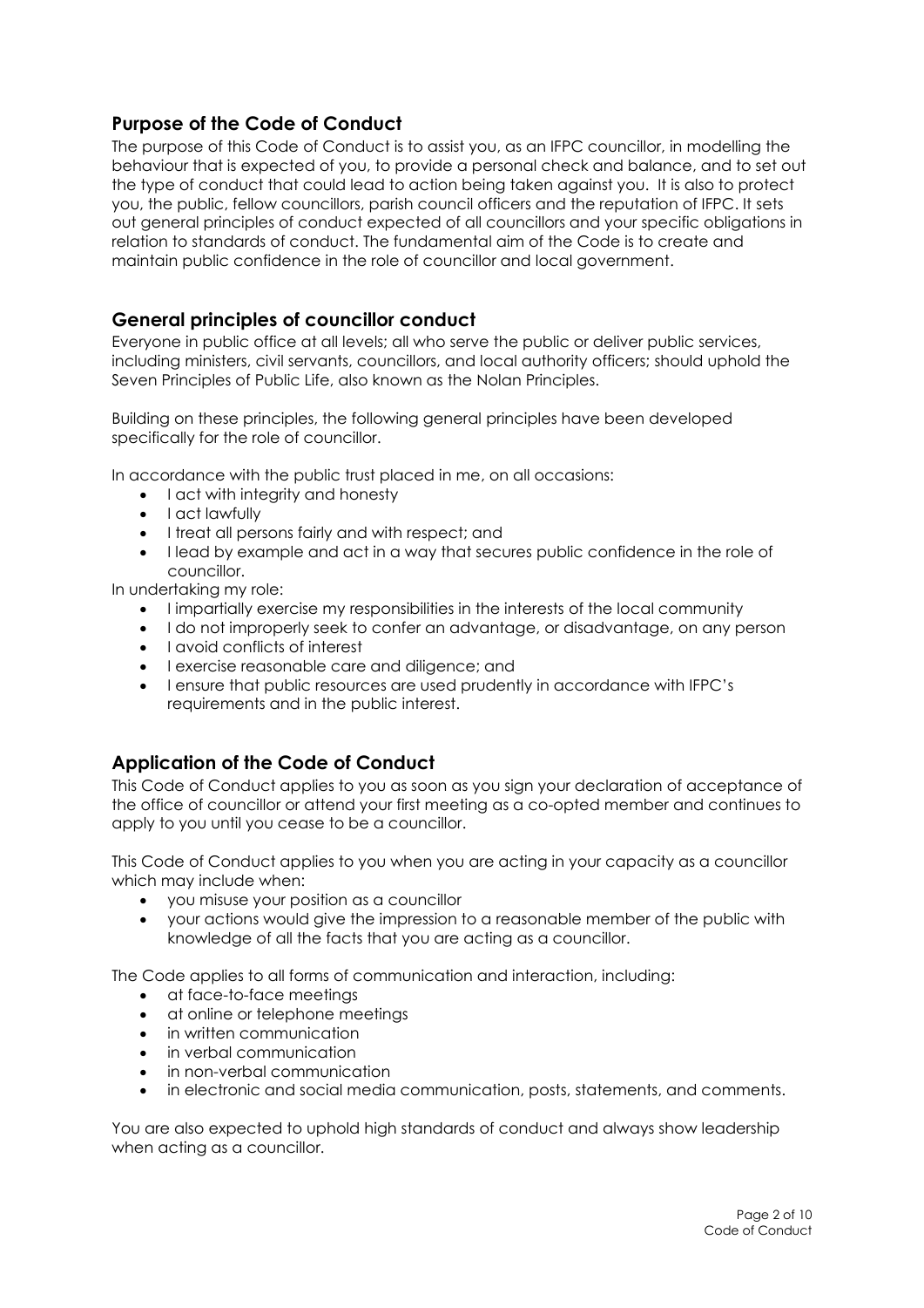## Purpose of the Code of Conduct

The purpose of this Code of Conduct is to assist you, as an IFPC councillor, in modelling the behaviour that is expected of you, to provide a personal check and balance, and to set out the type of conduct that could lead to action being taken against you. It is also to protect you, the public, fellow councillors, parish council officers and the reputation of IFPC. It sets out general principles of conduct expected of all councillors and your specific obligations in relation to standards of conduct. The fundamental aim of the Code is to create and maintain public confidence in the role of councillor and local government.

## General principles of councillor conduct

Everyone in public office at all levels; all who serve the public or deliver public services, including ministers, civil servants, councillors, and local authority officers; should uphold the Seven Principles of Public Life, also known as the Nolan Principles.

Building on these principles, the following general principles have been developed specifically for the role of councillor.

In accordance with the public trust placed in me, on all occasions:

- I act with integrity and honesty
- I act lawfully
- I treat all persons fairly and with respect; and
- I lead by example and act in a way that secures public confidence in the role of councillor.

In undertaking my role:

- I impartially exercise my responsibilities in the interests of the local community
- I do not improperly seek to confer an advantage, or disadvantage, on any person
- I avoid conflicts of interest
- I exercise reasonable care and diligence; and
- I ensure that public resources are used prudently in accordance with IFPC's requirements and in the public interest.

## Application of the Code of Conduct

This Code of Conduct applies to you as soon as you sign your declaration of acceptance of the office of councillor or attend your first meeting as a co-opted member and continues to apply to you until you cease to be a councillor.

This Code of Conduct applies to you when you are acting in your capacity as a councillor which may include when:

- you misuse your position as a councillor
- your actions would give the impression to a reasonable member of the public with knowledge of all the facts that you are acting as a councillor.

The Code applies to all forms of communication and interaction, including:

- at face-to-face meetings
- at online or telephone meetings
- in written communication
- in verbal communication
- in non-verbal communication
- in electronic and social media communication, posts, statements, and comments.

You are also expected to uphold high standards of conduct and always show leadership when acting as a councillor.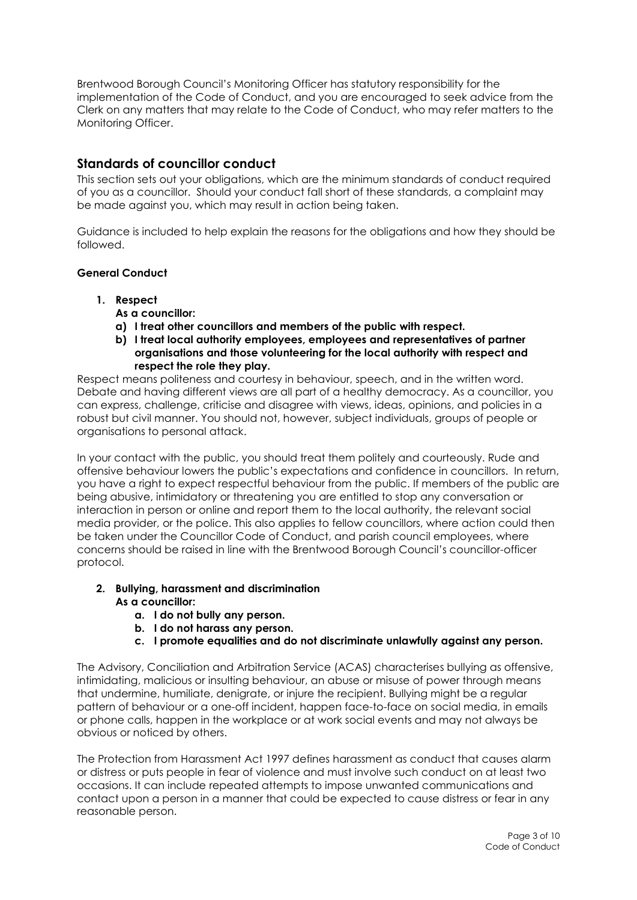Brentwood Borough Council's Monitoring Officer has statutory responsibility for the implementation of the Code of Conduct, and you are encouraged to seek advice from the Clerk on any matters that may relate to the Code of Conduct, who may refer matters to the Monitoring Officer.

## Standards of councillor conduct

This section sets out your obligations, which are the minimum standards of conduct required of you as a councillor. Should your conduct fall short of these standards, a complaint may be made against you, which may result in action being taken.

Guidance is included to help explain the reasons for the obligations and how they should be followed.

**General Conduct**

1. **Respect**
   **As a councillor:**
   a) **I treat other councillors and members of the public with respect.**
   b) **I treat local authority employees, employees and representatives of partner organisations and those volunteering for the local authority with respect and respect the role they play.**

Respect means politeness and courtesy in behaviour, speech, and in the written word. Debate and having different views are all part of a healthy democracy. As a councillor, you can express, challenge, criticise and disagree with views, ideas, opinions, and policies in a robust but civil manner. You should not, however, subject individuals, groups of people or organisations to personal attack.

In your contact with the public, you should treat them politely and courteously. Rude and offensive behaviour lowers the public's expectations and confidence in councillors. In return, you have a right to expect respectful behaviour from the public. If members of the public are being abusive, intimidatory or threatening you are entitled to stop any conversation or interaction in person or online and report them to the local authority, the relevant social media provider, or the police. This also applies to fellow councillors, where action could then be taken under the Councillor Code of Conduct, and parish council employees, where concerns should be raised in line with the Brentwood Borough Council's councillor-officer protocol.

2. **Bullying, harassment and discrimination**
   **As a councillor:**
   a. **I do not bully any person.**
   b. **I do not harass any person.**
   c. **I promote equalities and do not discriminate unlawfully against any person.**

The Advisory, Conciliation and Arbitration Service (ACAS) characterises bullying as offensive, intimidating, malicious or insulting behaviour, an abuse or misuse of power through means that undermine, humiliate, denigrate, or injure the recipient. Bullying might be a regular pattern of behaviour or a one-off incident, happen face-to-face on social media, in emails or phone calls, happen in the workplace or at work social events and may not always be obvious or noticed by others.

The Protection from Harassment Act 1997 defines harassment as conduct that causes alarm or distress or puts people in fear of violence and must involve such conduct on at least two occasions. It can include repeated attempts to impose unwanted communications and contact upon a person in a manner that could be expected to cause distress or fear in any reasonable person.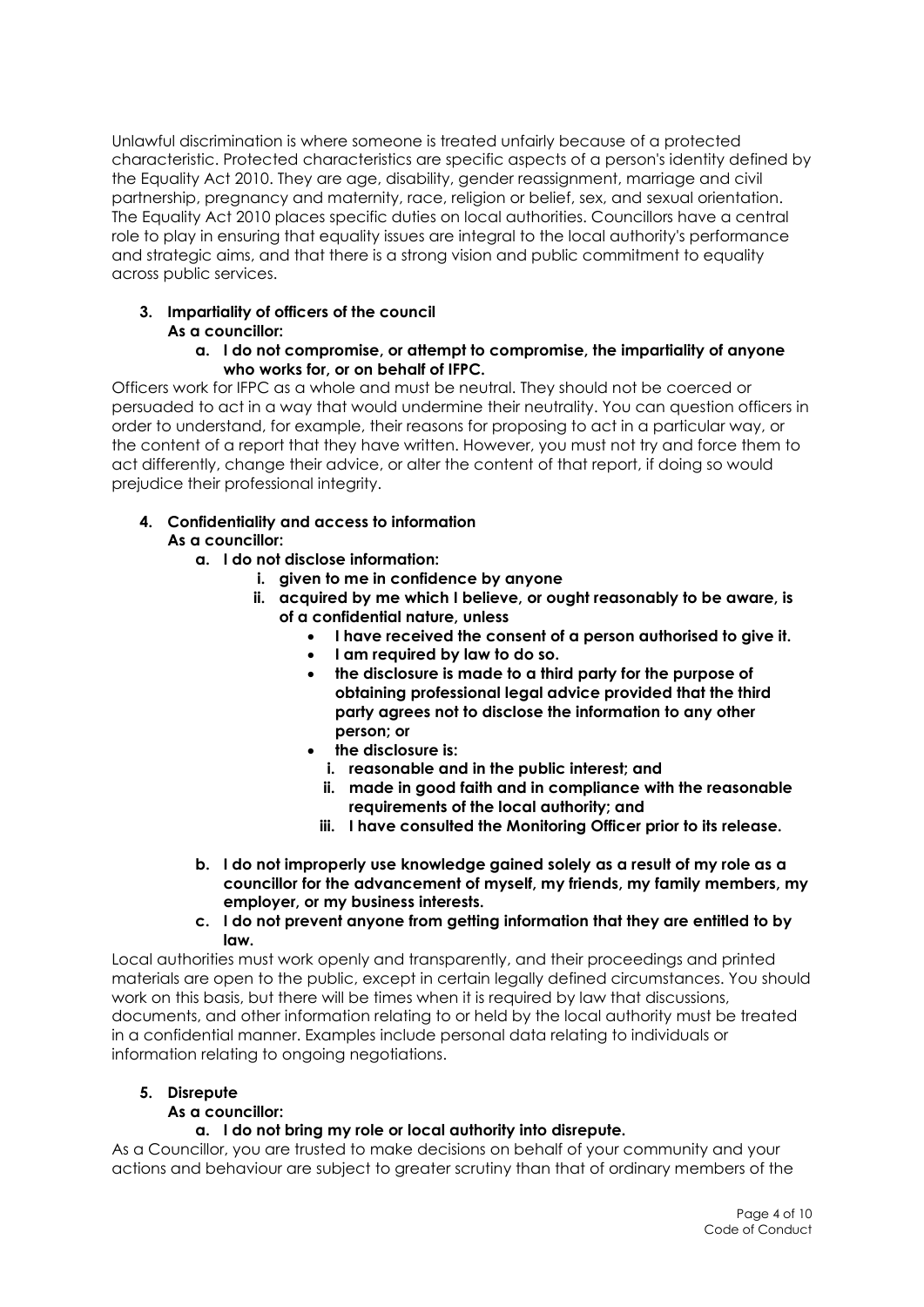Unlawful discrimination is where someone is treated unfairly because of a protected characteristic. Protected characteristics are specific aspects of a person's identity defined by the Equality Act 2010. They are age, disability, gender reassignment, marriage and civil partnership, pregnancy and maternity, race, religion or belief, sex, and sexual orientation. The Equality Act 2010 places specific duties on local authorities. Councillors have a central role to play in ensuring that equality issues are integral to the local authority's performance and strategic aims, and that there is a strong vision and public commitment to equality across public services.

3. **Impartiality of officers of the council**
   **As a councillor:**
   a. **I do not compromise, or attempt to compromise, the impartiality of anyone who works for, or on behalf of IFPC.**

Officers work for IFPC as a whole and must be neutral. They should not be coerced or persuaded to act in a way that would undermine their neutrality. You can question officers in order to understand, for example, their reasons for proposing to act in a particular way, or the content of a report that they have written. However, you must not try and force them to act differently, change their advice, or alter the content of that report, if doing so would prejudice their professional integrity.

4. **Confidentiality and access to information**
   **As a councillor:**
   a. **I do not disclose information:**
      i. **given to me in confidence by anyone**
      ii. **acquired by me which I believe, or ought reasonably to be aware, is of a confidential nature, unless**
         - **I have received the consent of a person authorised to give it.**
         - **I am required by law to do so.**
         - **the disclosure is made to a third party for the purpose of obtaining professional legal advice provided that the third party agrees not to disclose the information to any other person; or**
         - **the disclosure is:**
           i. **reasonable and in the public interest; and**
           ii. **made in good faith and in compliance with the reasonable requirements of the local authority; and**
           iii. **I have consulted the Monitoring Officer prior to its release.**
   b. **I do not improperly use knowledge gained solely as a result of my role as a councillor for the advancement of myself, my friends, my family members, my employer, or my business interests.**
   c. **I do not prevent anyone from getting information that they are entitled to by law.**

Local authorities must work openly and transparently, and their proceedings and printed materials are open to the public, except in certain legally defined circumstances. You should work on this basis, but there will be times when it is required by law that discussions, documents, and other information relating to or held by the local authority must be treated in a confidential manner. Examples include personal data relating to individuals or information relating to ongoing negotiations.

5. **Disrepute**
   **As a councillor:**
   a. **I do not bring my role or local authority into disrepute.**

As a Councillor, you are trusted to make decisions on behalf of your community and your actions and behaviour are subject to greater scrutiny than that of ordinary members of the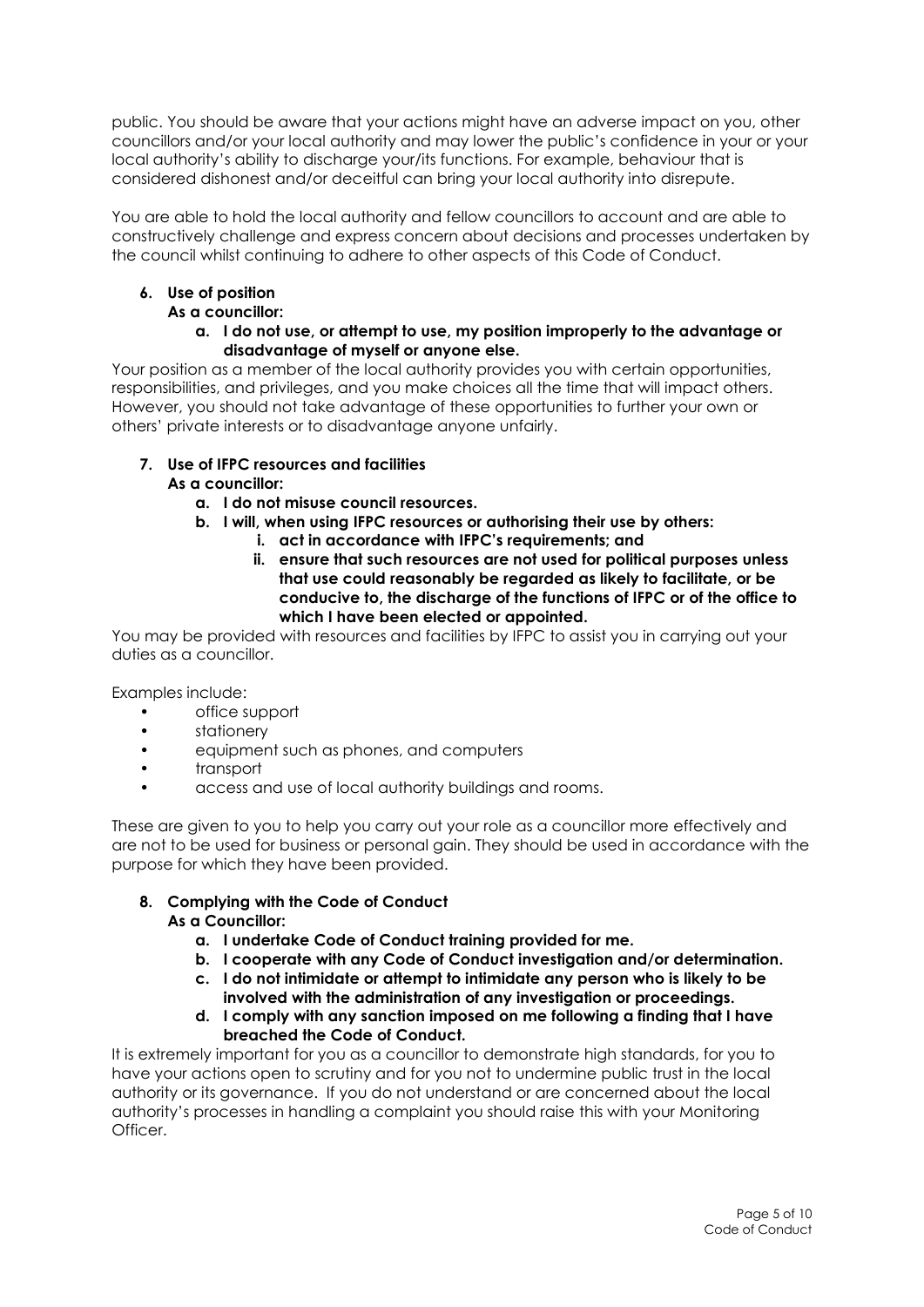public. You should be aware that your actions might have an adverse impact on you, other councillors and/or your local authority and may lower the public's confidence in your or your local authority's ability to discharge your/its functions. For example, behaviour that is considered dishonest and/or deceitful can bring your local authority into disrepute.

You are able to hold the local authority and fellow councillors to account and are able to constructively challenge and express concern about decisions and processes undertaken by the council whilst continuing to adhere to other aspects of this Code of Conduct.

**6. Use of position**

**As a councillor:**

**a. I do not use, or attempt to use, my position improperly to the advantage or disadvantage of myself or anyone else.**

Your position as a member of the local authority provides you with certain opportunities, responsibilities, and privileges, and you make choices all the time that will impact others. However, you should not take advantage of these opportunities to further your own or others' private interests or to disadvantage anyone unfairly.

**7. Use of IFPC resources and facilities**

**As a councillor:**

**a. I do not misuse council resources.**

**b. I will, when using IFPC resources or authorising their use by others:**

**i. act in accordance with IFPC's requirements; and**

**ii. ensure that such resources are not used for political purposes unless that use could reasonably be regarded as likely to facilitate, or be conducive to, the discharge of the functions of IFPC or of the office to which I have been elected or appointed.**

You may be provided with resources and facilities by IFPC to assist you in carrying out your duties as a councillor.

Examples include:

- office support
- stationery
- equipment such as phones, and computers
- transport
- access and use of local authority buildings and rooms.

These are given to you to help you carry out your role as a councillor more effectively and are not to be used for business or personal gain. They should be used in accordance with the purpose for which they have been provided.

**8. Complying with the Code of Conduct**

**As a Councillor:**

**a. I undertake Code of Conduct training provided for me.**

**b. I cooperate with any Code of Conduct investigation and/or determination.**

**c. I do not intimidate or attempt to intimidate any person who is likely to be involved with the administration of any investigation or proceedings.**

**d. I comply with any sanction imposed on me following a finding that I have breached the Code of Conduct.**

It is extremely important for you as a councillor to demonstrate high standards, for you to have your actions open to scrutiny and for you not to undermine public trust in the local authority or its governance. If you do not understand or are concerned about the local authority's processes in handling a complaint you should raise this with your Monitoring Officer.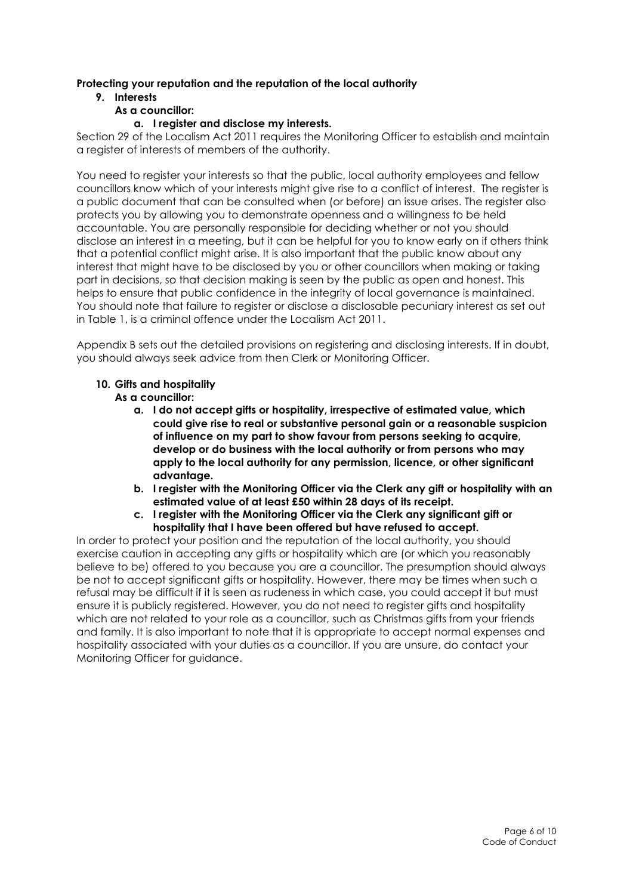**Protecting your reputation and the reputation of the local authority**

9. **Interests**

   **As a councillor:**

   a. **I register and disclose my interests.**

Section 29 of the Localism Act 2011 requires the Monitoring Officer to establish and maintain a register of interests of members of the authority.

You need to register your interests so that the public, local authority employees and fellow councillors know which of your interests might give rise to a conflict of interest. The register is a public document that can be consulted when (or before) an issue arises. The register also protects you by allowing you to demonstrate openness and a willingness to be held accountable. You are personally responsible for deciding whether or not you should disclose an interest in a meeting, but it can be helpful for you to know early on if others think that a potential conflict might arise. It is also important that the public know about any interest that might have to be disclosed by you or other councillors when making or taking part in decisions, so that decision making is seen by the public as open and honest. This helps to ensure that public confidence in the integrity of local governance is maintained. You should note that failure to register or disclose a disclosable pecuniary interest as set out in Table 1, is a criminal offence under the Localism Act 2011.

Appendix B sets out the detailed provisions on registering and disclosing interests. If in doubt, you should always seek advice from then Clerk or Monitoring Officer.

10. **Gifts and hospitality**

    **As a councillor:**

    a. **I do not accept gifts or hospitality, irrespective of estimated value, which could give rise to real or substantive personal gain or a reasonable suspicion of influence on my part to show favour from persons seeking to acquire, develop or do business with the local authority or from persons who may apply to the local authority for any permission, licence, or other significant advantage.**
    b. **I register with the Monitoring Officer via the Clerk any gift or hospitality with an estimated value of at least £50 within 28 days of its receipt.**
    c. **I register with the Monitoring Officer via the Clerk any significant gift or hospitality that I have been offered but have refused to accept.**

In order to protect your position and the reputation of the local authority, you should exercise caution in accepting any gifts or hospitality which are (or which you reasonably believe to be) offered to you because you are a councillor. The presumption should always be not to accept significant gifts or hospitality. However, there may be times when such a refusal may be difficult if it is seen as rudeness in which case, you could accept it but must ensure it is publicly registered. However, you do not need to register gifts and hospitality which are not related to your role as a councillor, such as Christmas gifts from your friends and family. It is also important to note that it is appropriate to accept normal expenses and hospitality associated with your duties as a councillor. If you are unsure, do contact your Monitoring Officer for guidance.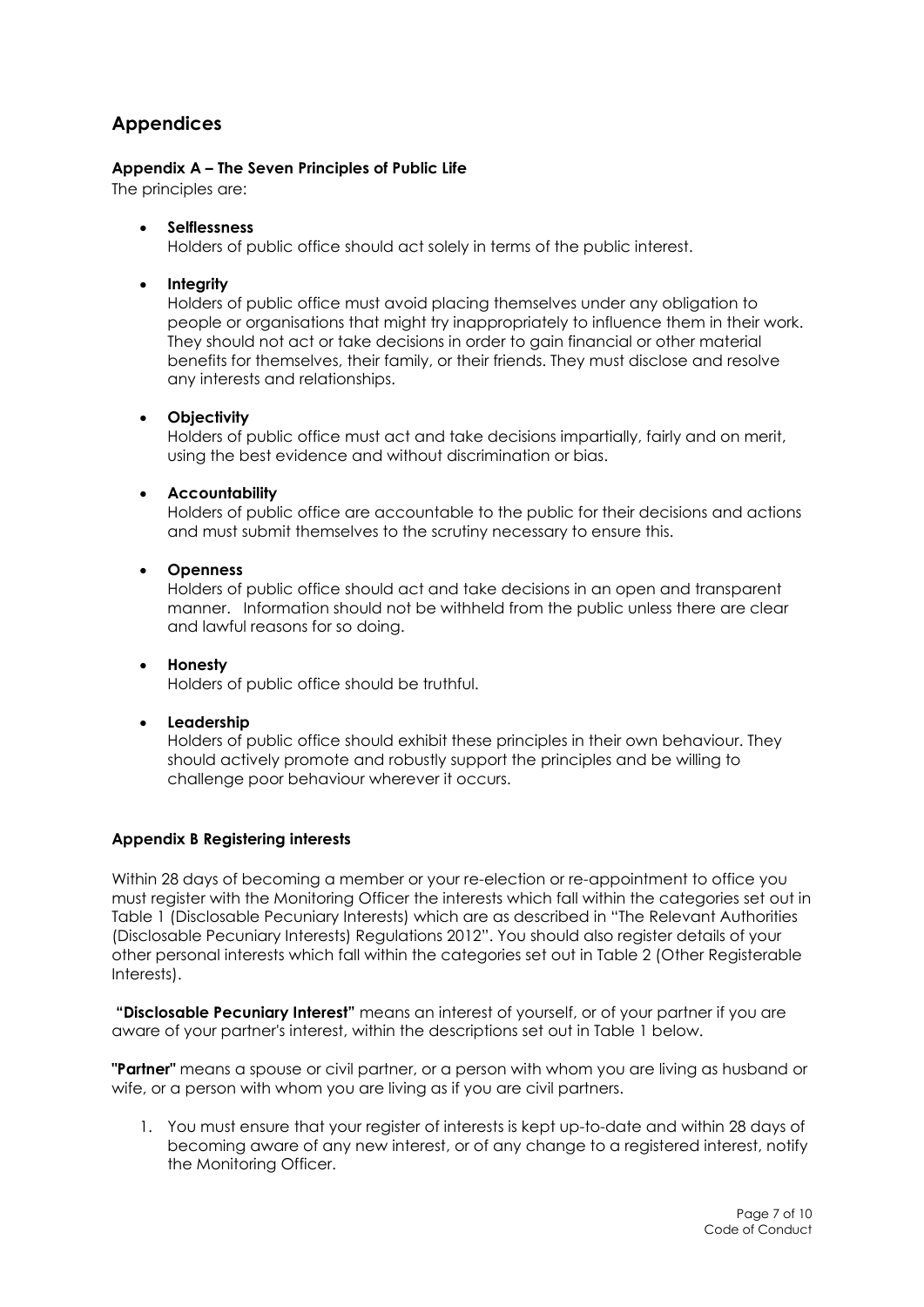## Appendices

### Appendix A – The Seven Principles of Public Life

The principles are:

- **Selflessness**
  Holders of public office should act solely in terms of the public interest.

- **Integrity**
  Holders of public office must avoid placing themselves under any obligation to people or organisations that might try inappropriately to influence them in their work. They should not act or take decisions in order to gain financial or other material benefits for themselves, their family, or their friends. They must disclose and resolve any interests and relationships.

- **Objectivity**
  Holders of public office must act and take decisions impartially, fairly and on merit, using the best evidence and without discrimination or bias.

- **Accountability**
  Holders of public office are accountable to the public for their decisions and actions and must submit themselves to the scrutiny necessary to ensure this.

- **Openness**
  Holders of public office should act and take decisions in an open and transparent manner. Information should not be withheld from the public unless there are clear and lawful reasons for so doing.

- **Honesty**
  Holders of public office should be truthful.

- **Leadership**
  Holders of public office should exhibit these principles in their own behaviour. They should actively promote and robustly support the principles and be willing to challenge poor behaviour wherever it occurs.

### Appendix B Registering interests

Within 28 days of becoming a member or your re-election or re-appointment to office you must register with the Monitoring Officer the interests which fall within the categories set out in Table 1 (Disclosable Pecuniary Interests) which are as described in "The Relevant Authorities (Disclosable Pecuniary Interests) Regulations 2012". You should also register details of your other personal interests which fall within the categories set out in Table 2 (Other Registerable Interests).

**"Disclosable Pecuniary Interest"** means an interest of yourself, or of your partner if you are aware of your partner's interest, within the descriptions set out in Table 1 below.

**"Partner"** means a spouse or civil partner, or a person with whom you are living as husband or wife, or a person with whom you are living as if you are civil partners.

1. You must ensure that your register of interests is kept up-to-date and within 28 days of becoming aware of any new interest, or of any change to a registered interest, notify the Monitoring Officer.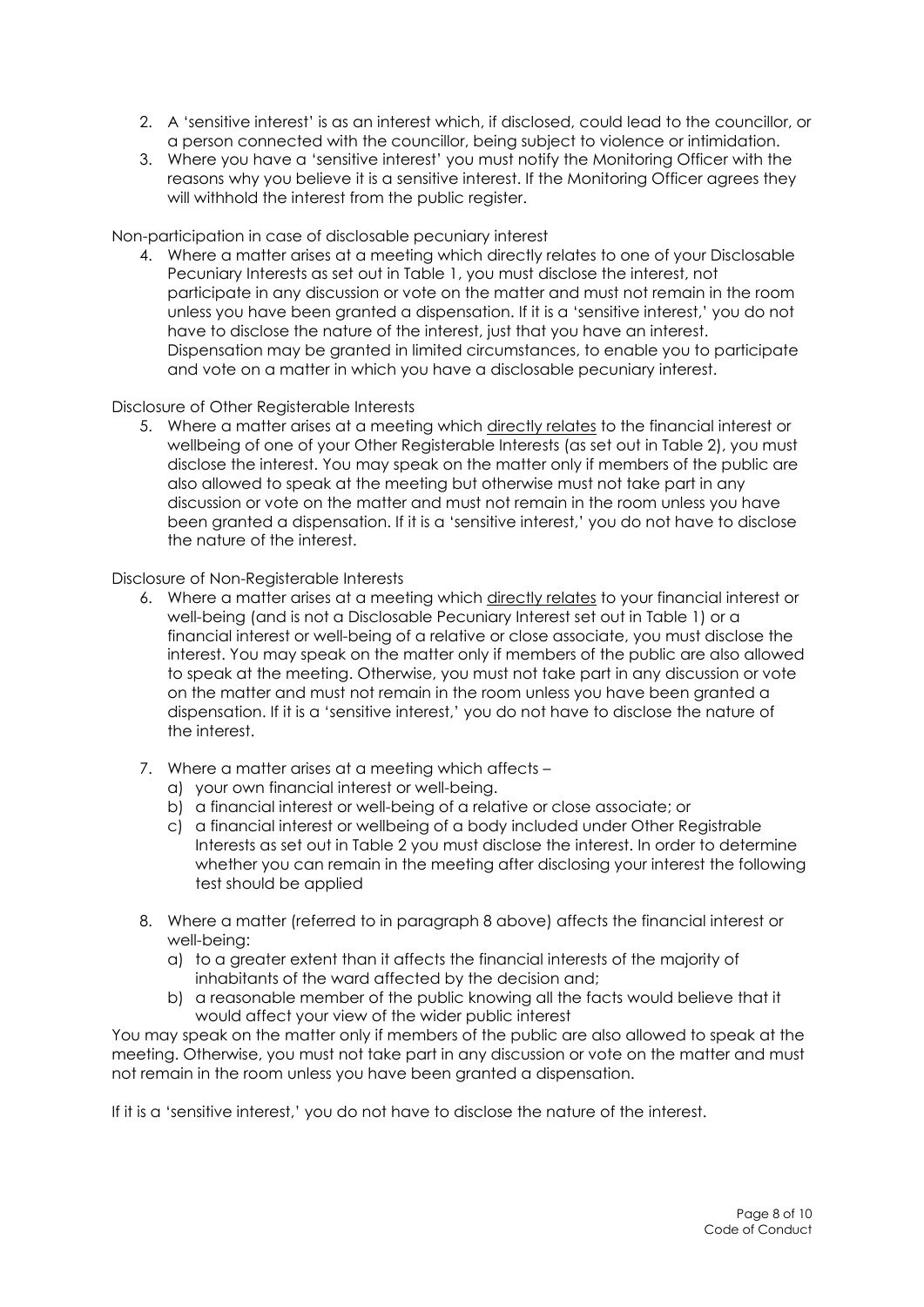2. A 'sensitive interest' is as an interest which, if disclosed, could lead to the councillor, or a person connected with the councillor, being subject to violence or intimidation.
3. Where you have a 'sensitive interest' you must notify the Monitoring Officer with the reasons why you believe it is a sensitive interest. If the Monitoring Officer agrees they will withhold the interest from the public register.

Non-participation in case of disclosable pecuniary interest

4. Where a matter arises at a meeting which directly relates to one of your Disclosable Pecuniary Interests as set out in Table 1, you must disclose the interest, not participate in any discussion or vote on the matter and must not remain in the room unless you have been granted a dispensation. If it is a 'sensitive interest,' you do not have to disclose the nature of the interest, just that you have an interest. Dispensation may be granted in limited circumstances, to enable you to participate and vote on a matter in which you have a disclosable pecuniary interest.

Disclosure of Other Registerable Interests

5. Where a matter arises at a meeting which <u>directly relates</u> to the financial interest or wellbeing of one of your Other Registerable Interests (as set out in Table 2), you must disclose the interest. You may speak on the matter only if members of the public are also allowed to speak at the meeting but otherwise must not take part in any discussion or vote on the matter and must not remain in the room unless you have been granted a dispensation. If it is a 'sensitive interest,' you do not have to disclose the nature of the interest.

Disclosure of Non-Registerable Interests

6. Where a matter arises at a meeting which <u>directly relates</u> to your financial interest or well-being (and is not a Disclosable Pecuniary Interest set out in Table 1) or a financial interest or well-being of a relative or close associate, you must disclose the interest. You may speak on the matter only if members of the public are also allowed to speak at the meeting. Otherwise, you must not take part in any discussion or vote on the matter and must not remain in the room unless you have been granted a dispensation. If it is a 'sensitive interest,' you do not have to disclose the nature of the interest.

7. Where a matter arises at a meeting which affects –
   a) your own financial interest or well-being.
   b) a financial interest or well-being of a relative or close associate; or
   c) a financial interest or wellbeing of a body included under Other Registrable Interests as set out in Table 2 you must disclose the interest. In order to determine whether you can remain in the meeting after disclosing your interest the following test should be applied

8. Where a matter (referred to in paragraph 8 above) affects the financial interest or well-being:
   a) to a greater extent than it affects the financial interests of the majority of inhabitants of the ward affected by the decision and;
   b) a reasonable member of the public knowing all the facts would believe that it would affect your view of the wider public interest

You may speak on the matter only if members of the public are also allowed to speak at the meeting. Otherwise, you must not take part in any discussion or vote on the matter and must not remain in the room unless you have been granted a dispensation.

If it is a 'sensitive interest,' you do not have to disclose the nature of the interest.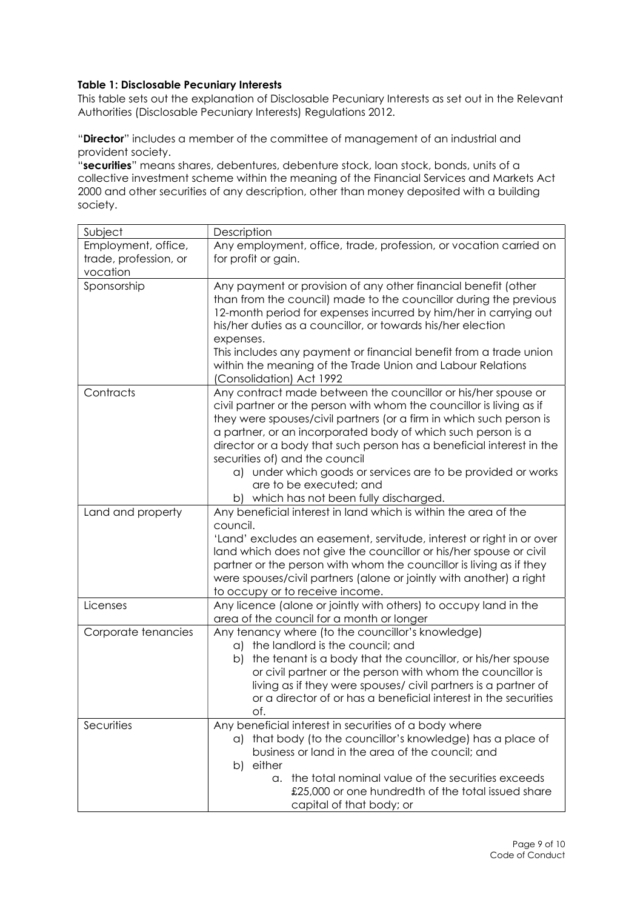**Table 1: Disclosable Pecuniary Interests**

This table sets out the explanation of Disclosable Pecuniary Interests as set out in the Relevant Authorities (Disclosable Pecuniary Interests) Regulations 2012.

"**Director**" includes a member of the committee of management of an industrial and provident society.

"**securities**" means shares, debentures, debenture stock, loan stock, bonds, units of a collective investment scheme within the meaning of the Financial Services and Markets Act 2000 and other securities of any description, other than money deposited with a building society.

| Subject | Description |
|---|---|
| Employment, office, trade, profession, or vocation | Any employment, office, trade, profession, or vocation carried on for profit or gain. |
| Sponsorship | Any payment or provision of any other financial benefit (other than from the council) made to the councillor during the previous 12-month period for expenses incurred by him/her in carrying out his/her duties as a councillor, or towards his/her election expenses.<br>This includes any payment or financial benefit from a trade union within the meaning of the Trade Union and Labour Relations (Consolidation) Act 1992 |
| Contracts | Any contract made between the councillor or his/her spouse or civil partner or the person with whom the councillor is living as if they were spouses/civil partners (or a firm in which such person is a partner, or an incorporated body of which such person is a director or a body that such person has a beneficial interest in the securities of) and the council<br>a) under which goods or services are to be provided or works are to be executed; and<br>b) which has not been fully discharged. |
| Land and property | Any beneficial interest in land which is within the area of the council.<br>'Land' excludes an easement, servitude, interest or right in or over land which does not give the councillor or his/her spouse or civil partner or the person with whom the councillor is living as if they were spouses/civil partners (alone or jointly with another) a right to occupy or to receive income. |
| Licenses | Any licence (alone or jointly with others) to occupy land in the area of the council for a month or longer |
| Corporate tenancies | Any tenancy where (to the councillor's knowledge)<br>a) the landlord is the council; and<br>b) the tenant is a body that the councillor, or his/her spouse or civil partner or the person with whom the councillor is living as if they were spouses/ civil partners is a partner of or a director of or has a beneficial interest in the securities of. |
| Securities | Any beneficial interest in securities of a body where<br>a) that body (to the councillor's knowledge) has a place of business or land in the area of the council; and<br>b) either<br>a. the total nominal value of the securities exceeds £25,000 or one hundredth of the total issued share capital of that body; or |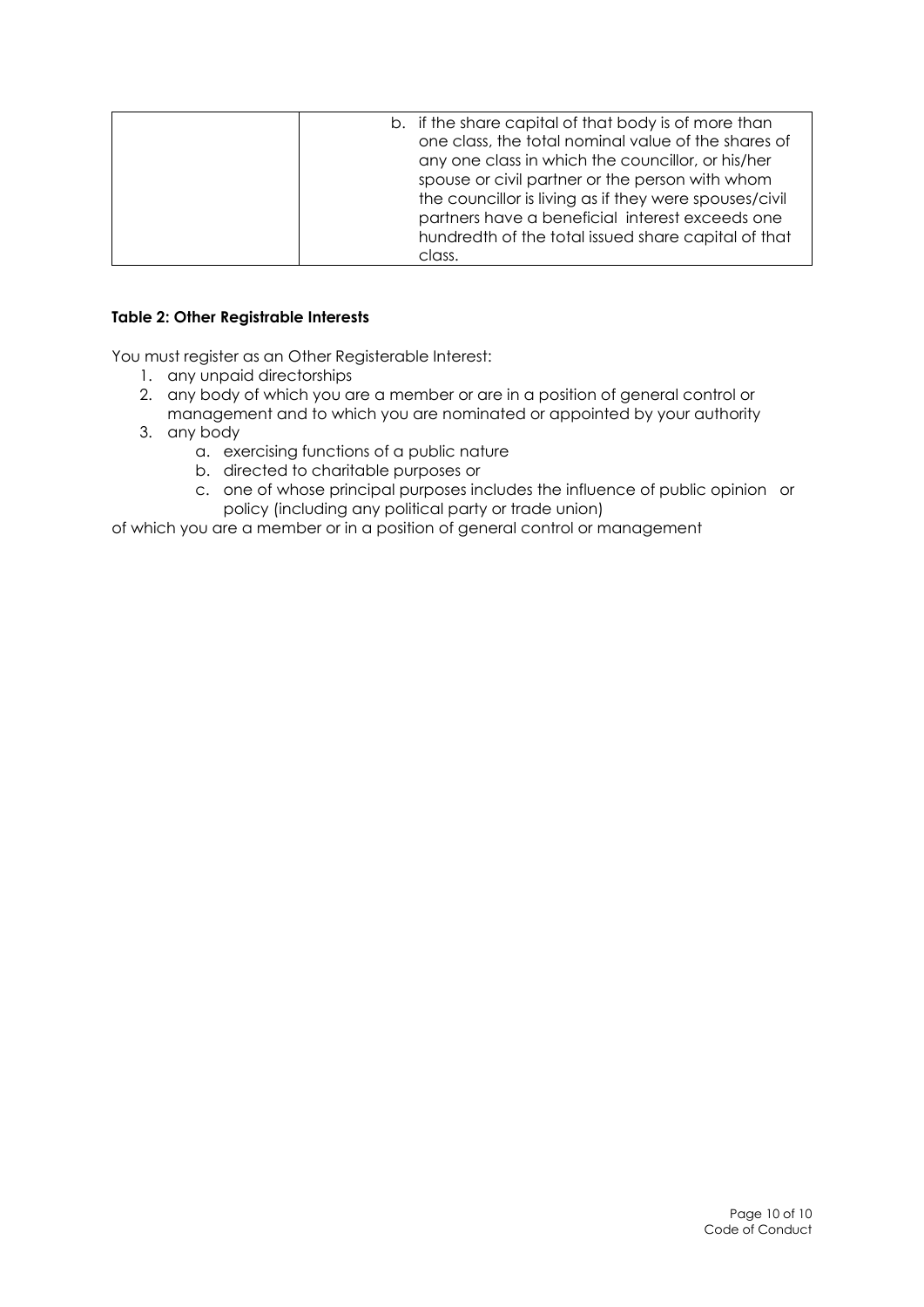| | |
|---|---|
| | b. if the share capital of that body is of more than one class, the total nominal value of the shares of any one class in which the councillor, or his/her spouse or civil partner or the person with whom the councillor is living as if they were spouses/civil partners have a beneficial interest exceeds one hundredth of the total issued share capital of that class. |

**Table 2: Other Registrable Interests**

You must register as an Other Registerable Interest:

1. any unpaid directorships
2. any body of which you are a member or are in a position of general control or management and to which you are nominated or appointed by your authority
3. any body
   a. exercising functions of a public nature
   b. directed to charitable purposes or
   c. one of whose principal purposes includes the influence of public opinion or policy (including any political party or trade union)

of which you are a member or in a position of general control or management